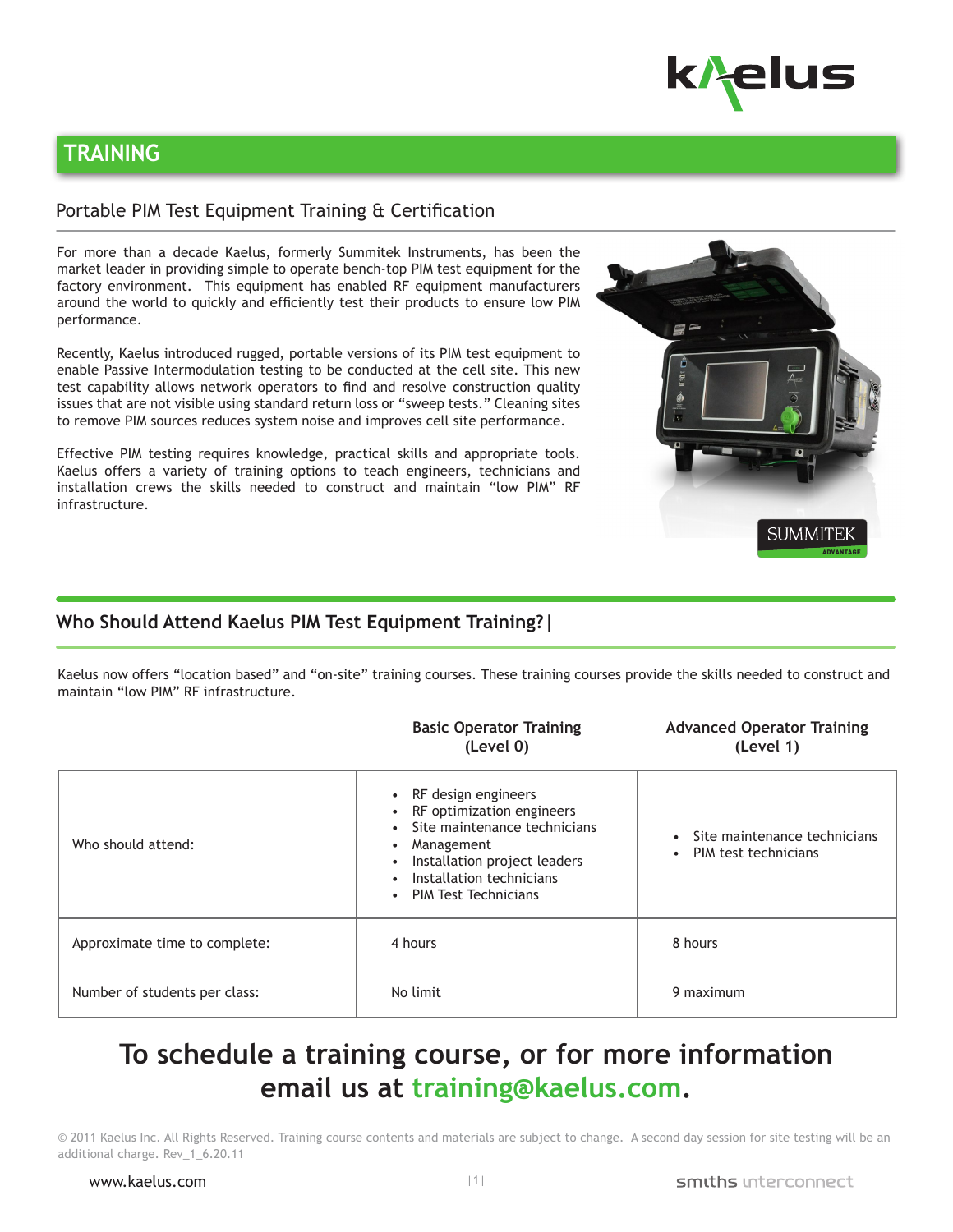# TRAINING

## Portable PIM Test Equipment Training & Certification

For more than a decade Kaelus, formerly Summitek Instruments, has been the market leader in providing simple to operate bench-top PIM test equipment for the factory environment. This equipment has enabled RF equipment manufacturers around the world to quickly and efficiently test their products to ensure low PIM performance.

Recently, Kaelus introduced rugged, portable versions of its PIM test equipment to enable Passive Intermodulation testing to be conducted at the cell site. This new test capability allows network operators to find and resolve construction quality issues that are not visible using standard return loss or "sweep tests." Cleaning sites to remove PIM sources reduces system noise and improves cell site performance.

Effective PIM testing requires knowledge, practical skills and appropriate tools. Kaelus offers a variety of training options to teach engineers, technicians and installation crews the skills needed to construct and maintain "low PIM" RF infrastructure.

## Who Should Attend Kaelus PIM Test Equipment Training? |

Kaelus now offers "location based" and "on-site" training courses. These training courses provide the skills needed to construct and maintain "low PIM" RF infrastructure.

| | Basic Operator Training (Level 0) | Advanced Operator Training (Level 1) |
|---|---|---|
| Who should attend: | • RF design engineers<br>• RF optimization engineers<br>• Site maintenance technicians<br>• Management<br>• Installation project leaders<br>• Installation technicians<br>• PIM Test Technicians | • Site maintenance technicians<br>• PIM test technicians |
| Approximate time to complete: | 4 hours | 8 hours |
| Number of students per class: | No limit | 9 maximum |

## To schedule a training course, or for more information email us at training@kaelus.com.

© 2011 Kaelus Inc. All Rights Reserved. Training course contents and materials are subject to change. A second day session for site testing will be an additional charge. Rev_1_6.20.11

www.kaelus.com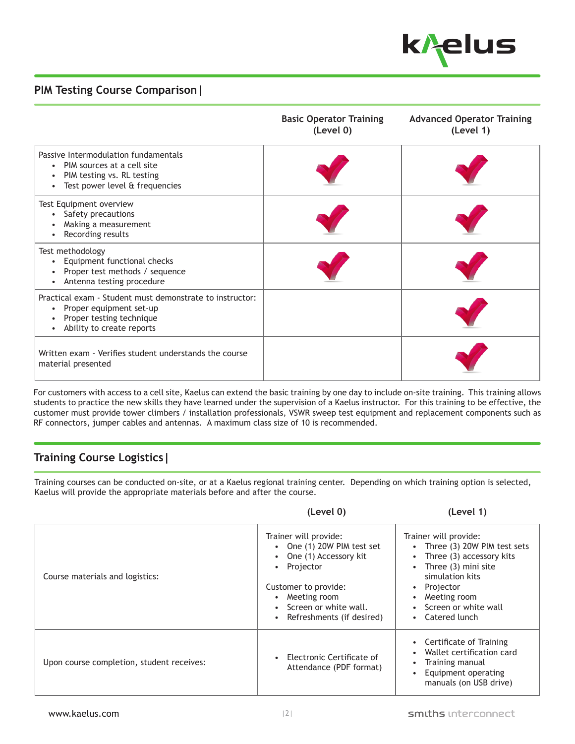## PIM Testing Course Comparison |

| | Basic Operator Training (Level 0) | Advanced Operator Training (Level 1) |
|---|---|---|
| Passive Intermodulation fundamentals<br>• PIM sources at a cell site<br>• PIM testing vs. RL testing<br>• Test power level & frequencies | ✓ | ✓ |
| Test Equipment overview<br>• Safety precautions<br>• Making a measurement<br>• Recording results | ✓ | ✓ |
| Test methodology<br>• Equipment functional checks<br>• Proper test methods / sequence<br>• Antenna testing procedure | ✓ | ✓ |
| Practical exam - Student must demonstrate to instructor:<br>• Proper equipment set-up<br>• Proper testing technique<br>• Ability to create reports | | ✓ |
| Written exam - Verifies student understands the course material presented | | ✓ |

For customers with access to a cell site, Kaelus can extend the basic training by one day to include on-site training. This training allows students to practice the new skills they have learned under the supervision of a Kaelus instructor. For this training to be effective, the customer must provide tower climbers / installation professionals, VSWR sweep test equipment and replacement components such as RF connectors, jumper cables and antennas. A maximum class size of 10 is recommended.

## Training Course Logistics |

Training courses can be conducted on-site, or at a Kaelus regional training center. Depending on which training option is selected, Kaelus will provide the appropriate materials before and after the course.

| | (Level 0) | (Level 1) |
|---|---|---|
| Course materials and logistics: | Trainer will provide:<br>• One (1) 20W PIM test set<br>• One (1) Accessory kit<br>• Projector<br><br>Customer to provide:<br>• Meeting room<br>• Screen or white wall.<br>• Refreshments (if desired) | Trainer will provide:<br>• Three (3) 20W PIM test sets<br>• Three (3) accessory kits<br>• Three (3) mini site simulation kits<br>• Projector<br>• Meeting room<br>• Screen or white wall<br>• Catered lunch |
| Upon course completion, student receives: | • Electronic Certificate of Attendance (PDF format) | • Certificate of Training<br>• Wallet certification card<br>• Training manual<br>• Equipment operating manuals (on USB drive) |